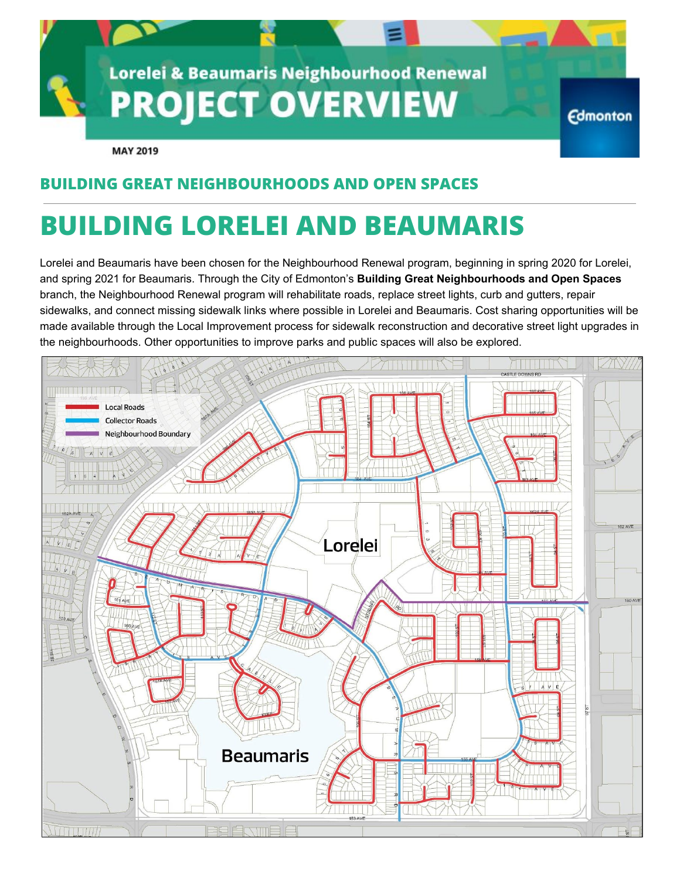# Lorelei & Beaumaris Neighbourhood Renewal PROJECT OVERVIEW

MAY 2019

## BUILDING GREAT NEIGHBOURHOODS AND OPEN SPACES

# BUILDING LORELEI AND BEAUMARIS

Lorelei and Beaumaris have been chosen for the Neighbourhood Renewal program, beginning in spring 2020 for Lorelei, and spring 2021 for Beaumaris. Through the City of Edmonton's **Building Great Neighbourhoods and Open Spaces** branch, the Neighbourhood Renewal program will rehabilitate roads, replace street lights, curb and gutters, repair sidewalks, and connect missing sidewalk links where possible in Lorelei and Beaumaris. Cost sharing opportunities will be made available through the Local Improvement process for sidewalk reconstruction and decorative street light upgrades in the neighbourhoods. Other opportunities to improve parks and public spaces will also be explored.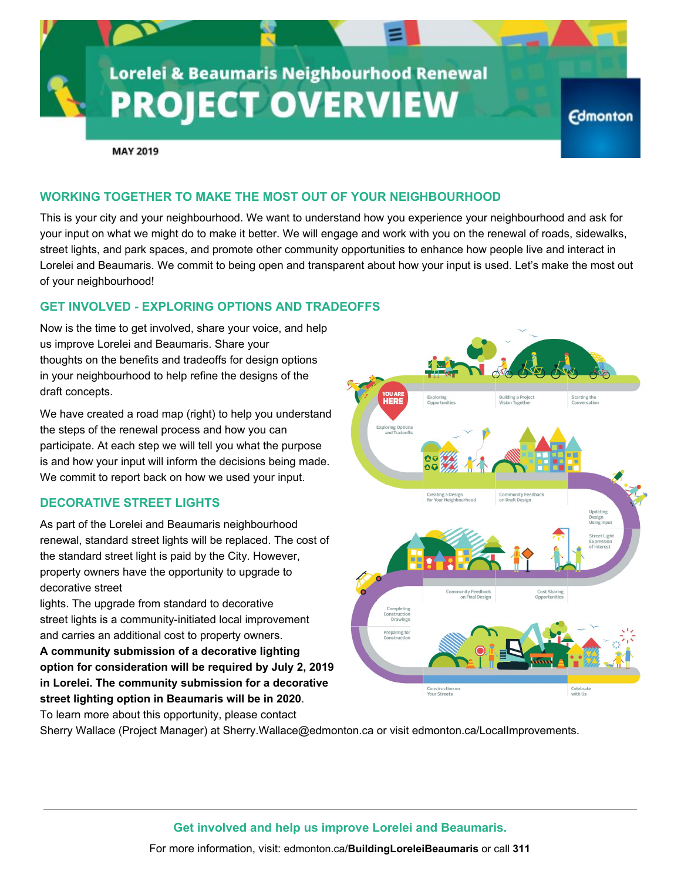# Lorelei & Beaumaris Neighbourhood Renewal

# PROJECT OVERVIEW

MAY 2019

## WORKING TOGETHER TO MAKE THE MOST OUT OF YOUR NEIGHBOURHOOD

This is your city and your neighbourhood. We want to understand how you experience your neighbourhood and ask for your input on what we might do to make it better. We will engage and work with you on the renewal of roads, sidewalks, street lights, and park spaces, and promote other community opportunities to enhance how people live and interact in Lorelei and Beaumaris. We commit to being open and transparent about how your input is used. Let's make the most out of your neighbourhood!

## GET INVOLVED - EXPLORING OPTIONS AND TRADEOFFS

Now is the time to get involved, share your voice, and help us improve Lorelei and Beaumaris. Share your thoughts on the benefits and tradeoffs for design options in your neighbourhood to help refine the designs of the draft concepts.

We have created a road map (right) to help you understand the steps of the renewal process and how you can participate. At each step we will tell you what the purpose is and how your input will inform the decisions being made. We commit to report back on how we used your input.

## DECORATIVE STREET LIGHTS

As part of the Lorelei and Beaumaris neighbourhood renewal, standard street lights will be replaced. The cost of the standard street light is paid by the City. However, property owners have the opportunity to upgrade to decorative street lights. The upgrade from standard to decorative street lights is a community-initiated local improvement and carries an additional cost to property owners. **A community submission of a decorative lighting option for consideration will be required by July 2, 2019 in Lorelei. The community submission for a decorative street lighting option in Beaumaris will be in 2020**. To learn more about this opportunity, please contact Sherry Wallace (Project Manager) at Sherry.Wallace@edmonton.ca or visit edmonton.ca/LocalImprovements.

**Get involved and help us improve Lorelei and Beaumaris.**

For more information, visit: edmonton.ca/**BuildingLoreleiBeaumaris** or call **311**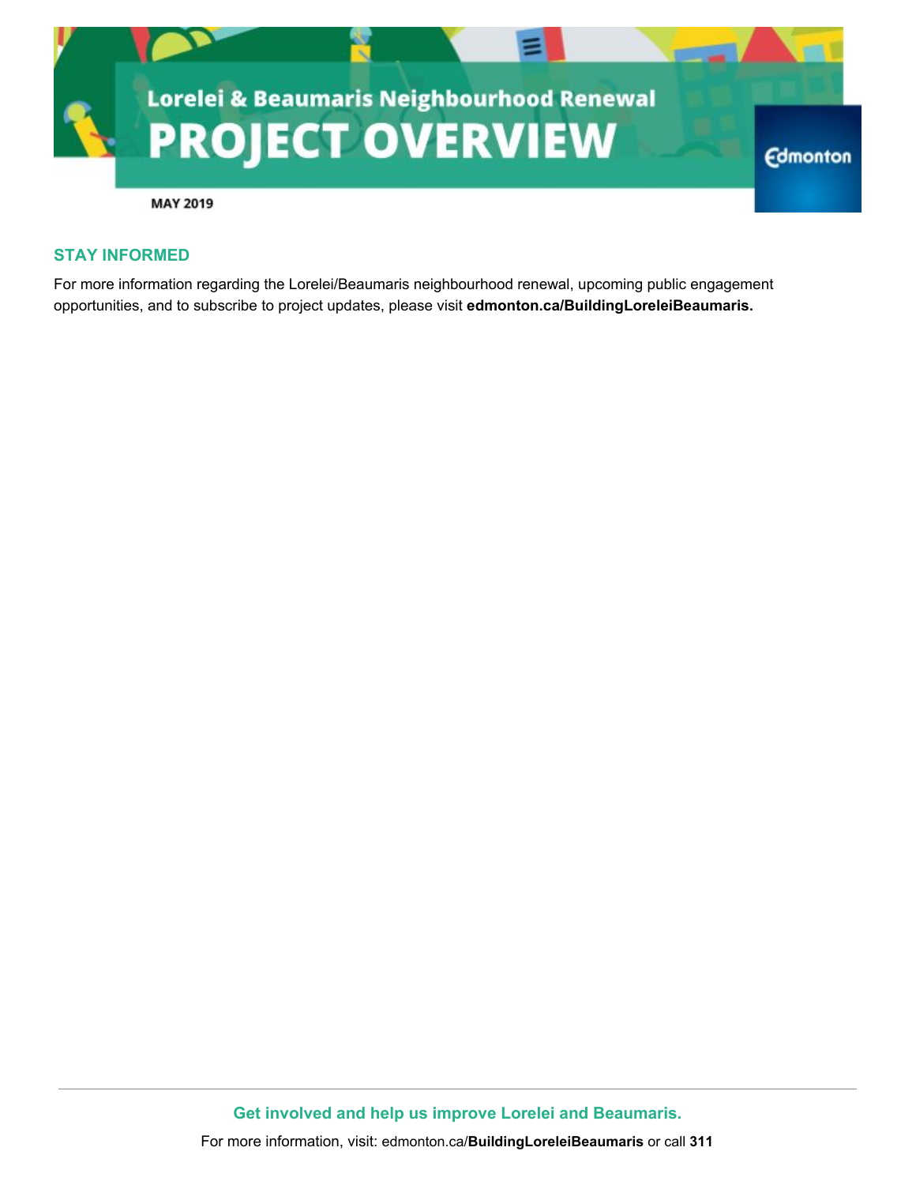# Lorelei & Beaumaris Neighbourhood Renewal

# PROJECT OVERVIEW

MAY 2019

## STAY INFORMED

For more information regarding the Lorelei/Beaumaris neighbourhood renewal, upcoming public engagement opportunities, and to subscribe to project updates, please visit **edmonton.ca/BuildingLoreleiBeaumaris.**

**Get involved and help us improve Lorelei and Beaumaris.**

For more information, visit: edmonton.ca/**BuildingLoreleiBeaumaris** or call **311**